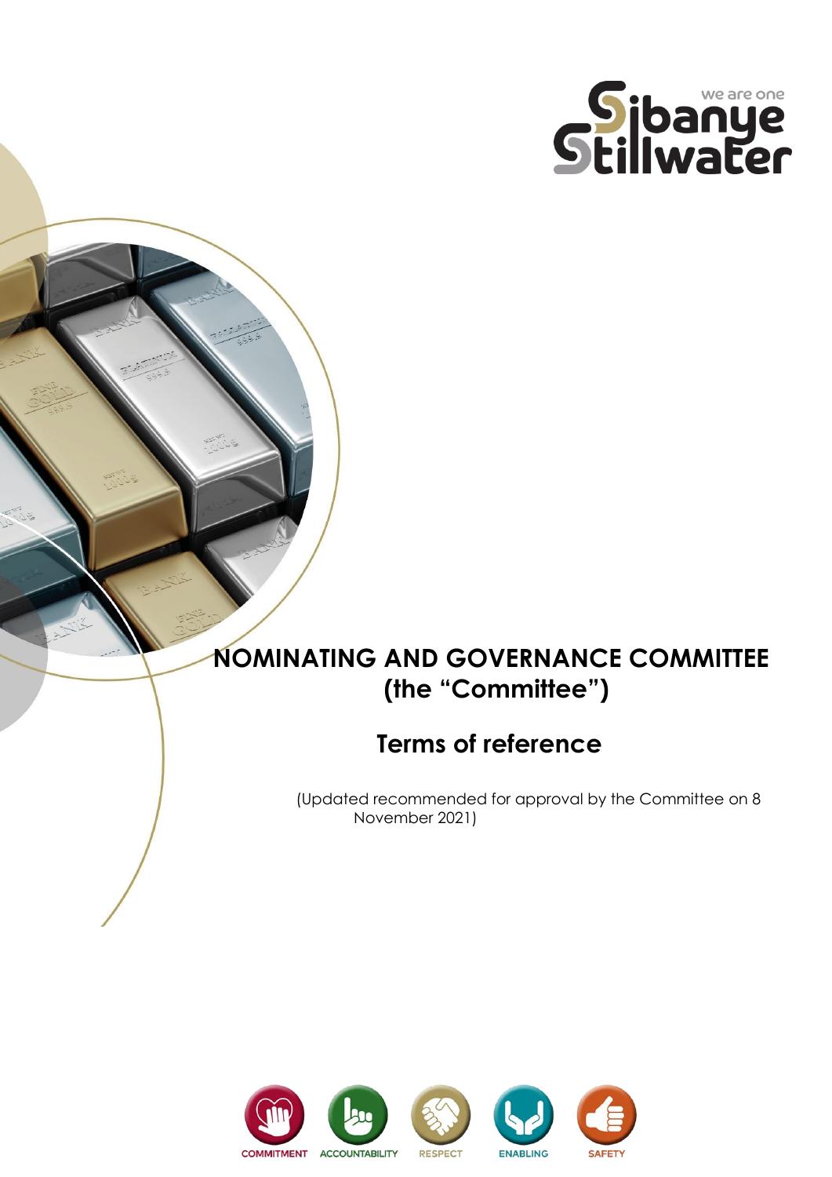# NOMINATING AND GOVERNANCE COMMITTEE (the "Committee")

## Terms of reference

(Updated recommended for approval by the Committee on 8 November 2021)

COMMITMENT ACCOUNTABILITY RESPECT ENABLING SAFETY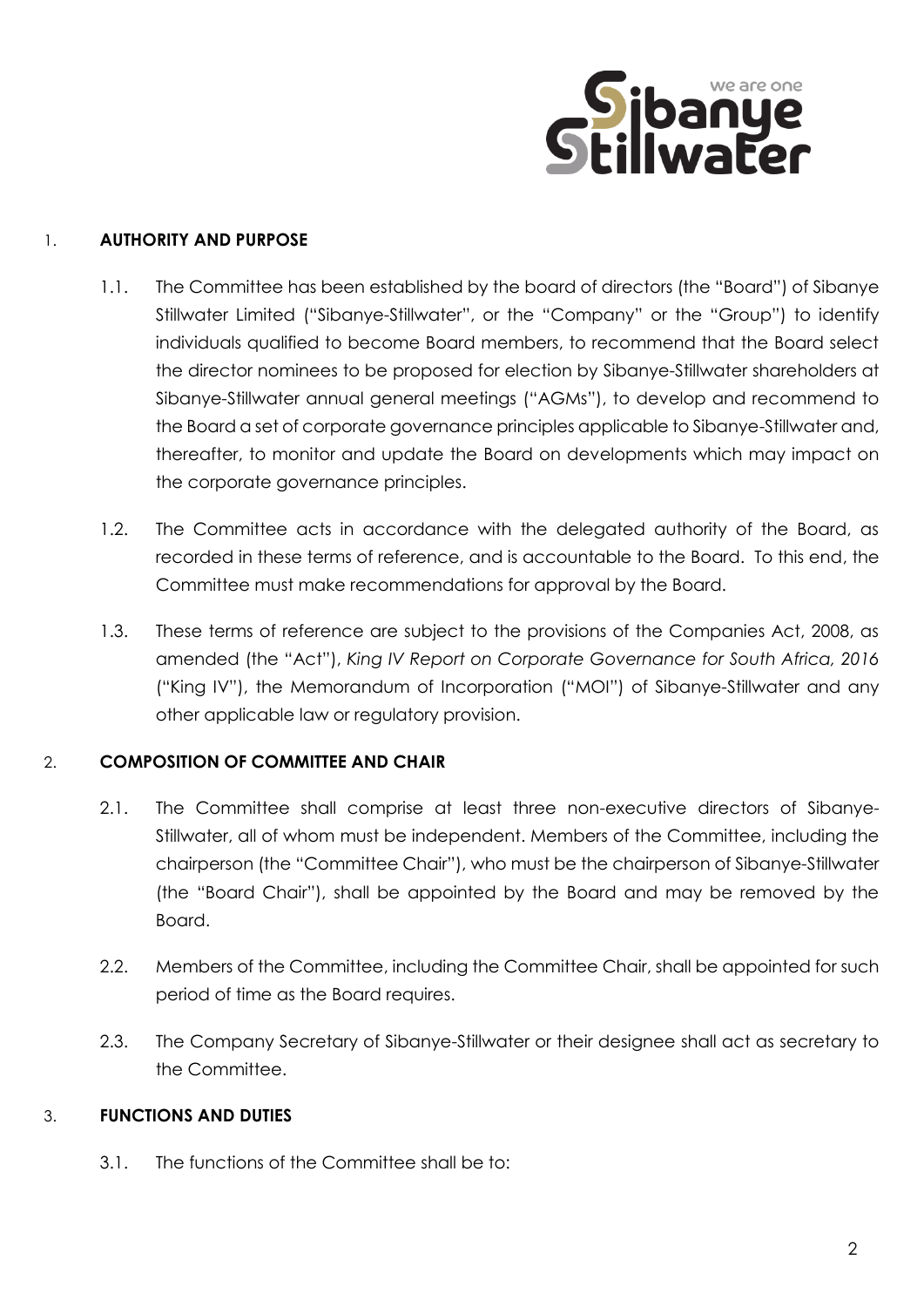## 1. AUTHORITY AND PURPOSE

1.1. The Committee has been established by the board of directors (the "Board") of Sibanye Stillwater Limited ("Sibanye-Stillwater", or the "Company" or the "Group") to identify individuals qualified to become Board members, to recommend that the Board select the director nominees to be proposed for election by Sibanye-Stillwater shareholders at Sibanye-Stillwater annual general meetings ("AGMs"), to develop and recommend to the Board a set of corporate governance principles applicable to Sibanye-Stillwater and, thereafter, to monitor and update the Board on developments which may impact on the corporate governance principles.

1.2. The Committee acts in accordance with the delegated authority of the Board, as recorded in these terms of reference, and is accountable to the Board. To this end, the Committee must make recommendations for approval by the Board.

1.3. These terms of reference are subject to the provisions of the Companies Act, 2008, as amended (the "Act"), *King IV Report on Corporate Governance for South Africa, 2016* ("King IV"), the Memorandum of Incorporation ("MOI") of Sibanye-Stillwater and any other applicable law or regulatory provision.

## 2. COMPOSITION OF COMMITTEE AND CHAIR

2.1. The Committee shall comprise at least three non-executive directors of Sibanye-Stillwater, all of whom must be independent. Members of the Committee, including the chairperson (the "Committee Chair"), who must be the chairperson of Sibanye-Stillwater (the "Board Chair"), shall be appointed by the Board and may be removed by the Board.

2.2. Members of the Committee, including the Committee Chair, shall be appointed for such period of time as the Board requires.

2.3. The Company Secretary of Sibanye-Stillwater or their designee shall act as secretary to the Committee.

## 3. FUNCTIONS AND DUTIES

3.1. The functions of the Committee shall be to: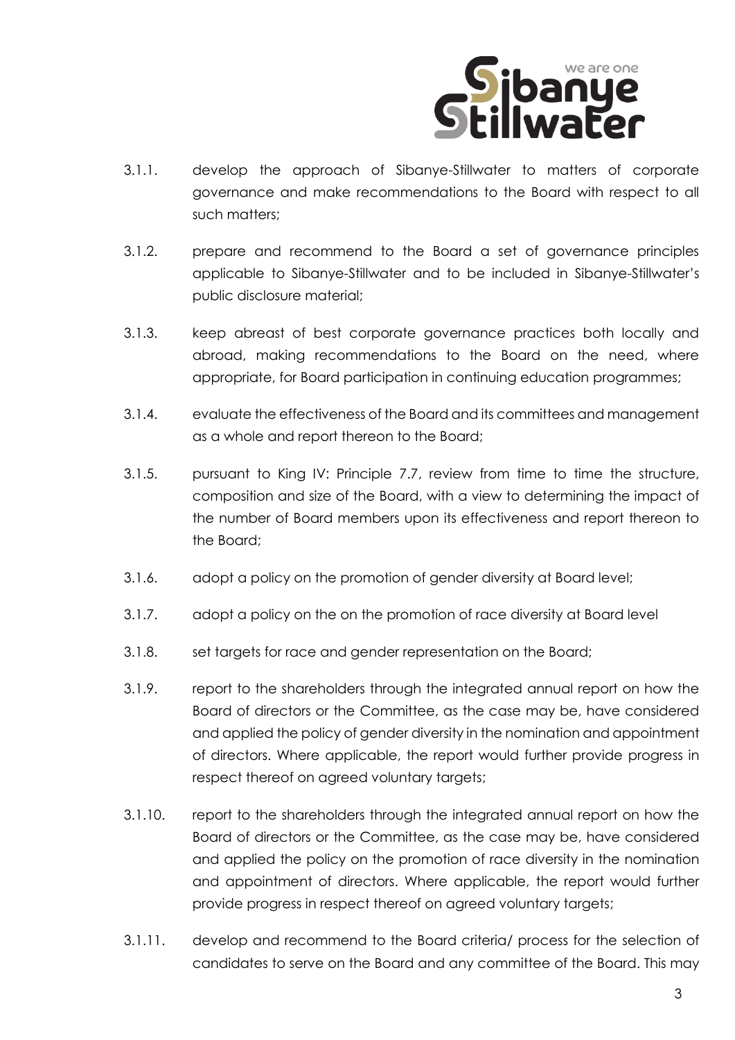3.1.1. develop the approach of Sibanye-Stillwater to matters of corporate governance and make recommendations to the Board with respect to all such matters;

3.1.2. prepare and recommend to the Board a set of governance principles applicable to Sibanye-Stillwater and to be included in Sibanye-Stillwater's public disclosure material;

3.1.3. keep abreast of best corporate governance practices both locally and abroad, making recommendations to the Board on the need, where appropriate, for Board participation in continuing education programmes;

3.1.4. evaluate the effectiveness of the Board and its committees and management as a whole and report thereon to the Board;

3.1.5. pursuant to King IV: Principle 7.7, review from time to time the structure, composition and size of the Board, with a view to determining the impact of the number of Board members upon its effectiveness and report thereon to the Board;

3.1.6. adopt a policy on the promotion of gender diversity at Board level;

3.1.7. adopt a policy on the on the promotion of race diversity at Board level

3.1.8. set targets for race and gender representation on the Board;

3.1.9. report to the shareholders through the integrated annual report on how the Board of directors or the Committee, as the case may be, have considered and applied the policy of gender diversity in the nomination and appointment of directors. Where applicable, the report would further provide progress in respect thereof on agreed voluntary targets;

3.1.10. report to the shareholders through the integrated annual report on how the Board of directors or the Committee, as the case may be, have considered and applied the policy on the promotion of race diversity in the nomination and appointment of directors. Where applicable, the report would further provide progress in respect thereof on agreed voluntary targets;

3.1.11. develop and recommend to the Board criteria/ process for the selection of candidates to serve on the Board and any committee of the Board. This may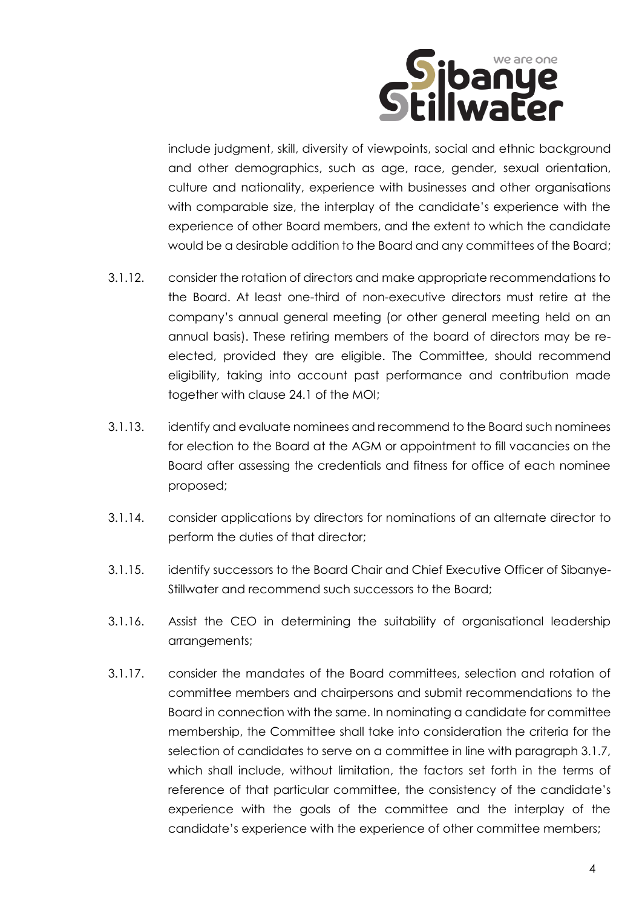include judgment, skill, diversity of viewpoints, social and ethnic background and other demographics, such as age, race, gender, sexual orientation, culture and nationality, experience with businesses and other organisations with comparable size, the interplay of the candidate's experience with the experience of other Board members, and the extent to which the candidate would be a desirable addition to the Board and any committees of the Board;

3.1.12. consider the rotation of directors and make appropriate recommendations to the Board. At least one-third of non-executive directors must retire at the company's annual general meeting (or other general meeting held on an annual basis). These retiring members of the board of directors may be re-elected, provided they are eligible. The Committee, should recommend eligibility, taking into account past performance and contribution made together with clause 24.1 of the MOI;

3.1.13. identify and evaluate nominees and recommend to the Board such nominees for election to the Board at the AGM or appointment to fill vacancies on the Board after assessing the credentials and fitness for office of each nominee proposed;

3.1.14. consider applications by directors for nominations of an alternate director to perform the duties of that director;

3.1.15. identify successors to the Board Chair and Chief Executive Officer of Sibanye-Stillwater and recommend such successors to the Board;

3.1.16. Assist the CEO in determining the suitability of organisational leadership arrangements;

3.1.17. consider the mandates of the Board committees, selection and rotation of committee members and chairpersons and submit recommendations to the Board in connection with the same. In nominating a candidate for committee membership, the Committee shall take into consideration the criteria for the selection of candidates to serve on a committee in line with paragraph 3.1.7, which shall include, without limitation, the factors set forth in the terms of reference of that particular committee, the consistency of the candidate's experience with the goals of the committee and the interplay of the candidate's experience with the experience of other committee members;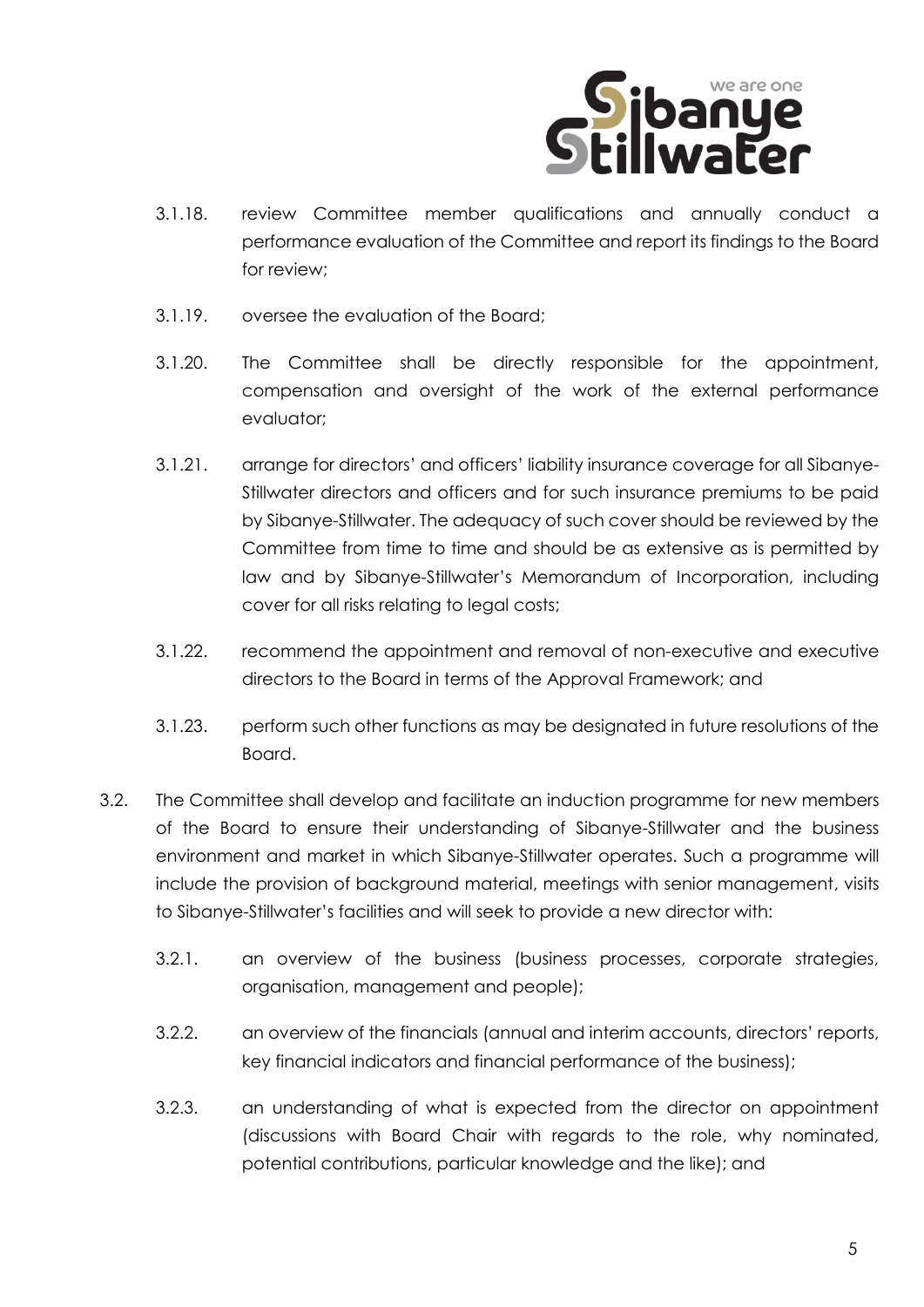3.1.18. review Committee member qualifications and annually conduct a performance evaluation of the Committee and report its findings to the Board for review;

3.1.19. oversee the evaluation of the Board;

3.1.20. The Committee shall be directly responsible for the appointment, compensation and oversight of the work of the external performance evaluator;

3.1.21. arrange for directors' and officers' liability insurance coverage for all Sibanye-Stillwater directors and officers and for such insurance premiums to be paid by Sibanye-Stillwater. The adequacy of such cover should be reviewed by the Committee from time to time and should be as extensive as is permitted by law and by Sibanye-Stillwater's Memorandum of Incorporation, including cover for all risks relating to legal costs;

3.1.22. recommend the appointment and removal of non-executive and executive directors to the Board in terms of the Approval Framework; and

3.1.23. perform such other functions as may be designated in future resolutions of the Board.

3.2. The Committee shall develop and facilitate an induction programme for new members of the Board to ensure their understanding of Sibanye-Stillwater and the business environment and market in which Sibanye-Stillwater operates. Such a programme will include the provision of background material, meetings with senior management, visits to Sibanye-Stillwater's facilities and will seek to provide a new director with:

3.2.1. an overview of the business (business processes, corporate strategies, organisation, management and people);

3.2.2. an overview of the financials (annual and interim accounts, directors' reports, key financial indicators and financial performance of the business);

3.2.3. an understanding of what is expected from the director on appointment (discussions with Board Chair with regards to the role, why nominated, potential contributions, particular knowledge and the like); and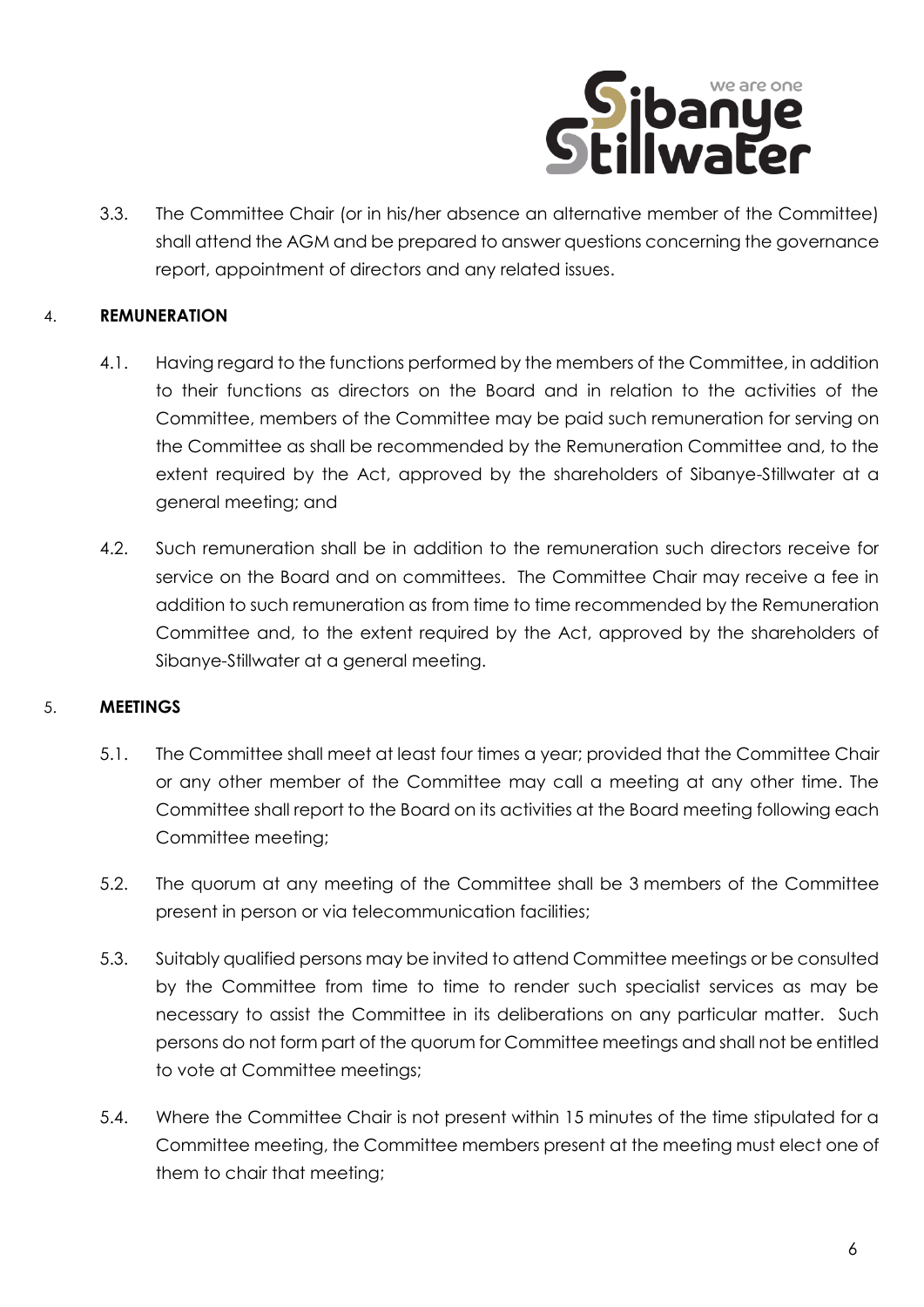3.3. The Committee Chair (or in his/her absence an alternative member of the Committee) shall attend the AGM and be prepared to answer questions concerning the governance report, appointment of directors and any related issues.

4. **REMUNERATION**

4.1. Having regard to the functions performed by the members of the Committee, in addition to their functions as directors on the Board and in relation to the activities of the Committee, members of the Committee may be paid such remuneration for serving on the Committee as shall be recommended by the Remuneration Committee and, to the extent required by the Act, approved by the shareholders of Sibanye-Stillwater at a general meeting; and

4.2. Such remuneration shall be in addition to the remuneration such directors receive for service on the Board and on committees. The Committee Chair may receive a fee in addition to such remuneration as from time to time recommended by the Remuneration Committee and, to the extent required by the Act, approved by the shareholders of Sibanye-Stillwater at a general meeting.

5. **MEETINGS**

5.1. The Committee shall meet at least four times a year; provided that the Committee Chair or any other member of the Committee may call a meeting at any other time. The Committee shall report to the Board on its activities at the Board meeting following each Committee meeting;

5.2. The quorum at any meeting of the Committee shall be 3 members of the Committee present in person or via telecommunication facilities;

5.3. Suitably qualified persons may be invited to attend Committee meetings or be consulted by the Committee from time to time to render such specialist services as may be necessary to assist the Committee in its deliberations on any particular matter. Such persons do not form part of the quorum for Committee meetings and shall not be entitled to vote at Committee meetings;

5.4. Where the Committee Chair is not present within 15 minutes of the time stipulated for a Committee meeting, the Committee members present at the meeting must elect one of them to chair that meeting;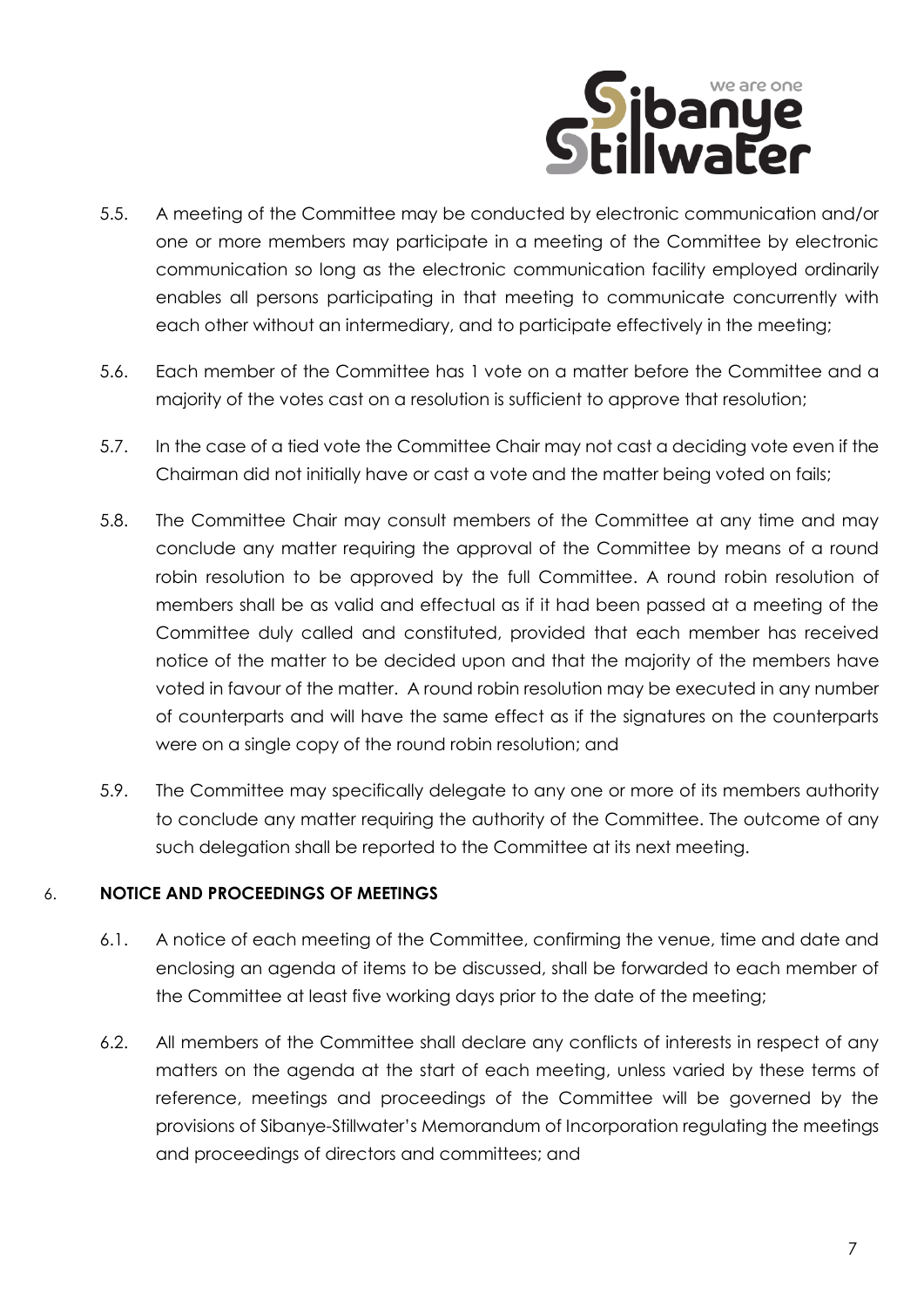5.5. A meeting of the Committee may be conducted by electronic communication and/or one or more members may participate in a meeting of the Committee by electronic communication so long as the electronic communication facility employed ordinarily enables all persons participating in that meeting to communicate concurrently with each other without an intermediary, and to participate effectively in the meeting;

5.6. Each member of the Committee has 1 vote on a matter before the Committee and a majority of the votes cast on a resolution is sufficient to approve that resolution;

5.7. In the case of a tied vote the Committee Chair may not cast a deciding vote even if the Chairman did not initially have or cast a vote and the matter being voted on fails;

5.8. The Committee Chair may consult members of the Committee at any time and may conclude any matter requiring the approval of the Committee by means of a round robin resolution to be approved by the full Committee. A round robin resolution of members shall be as valid and effectual as if it had been passed at a meeting of the Committee duly called and constituted, provided that each member has received notice of the matter to be decided upon and that the majority of the members have voted in favour of the matter. A round robin resolution may be executed in any number of counterparts and will have the same effect as if the signatures on the counterparts were on a single copy of the round robin resolution; and

5.9. The Committee may specifically delegate to any one or more of its members authority to conclude any matter requiring the authority of the Committee. The outcome of any such delegation shall be reported to the Committee at its next meeting.

## 6. NOTICE AND PROCEEDINGS OF MEETINGS

6.1. A notice of each meeting of the Committee, confirming the venue, time and date and enclosing an agenda of items to be discussed, shall be forwarded to each member of the Committee at least five working days prior to the date of the meeting;

6.2. All members of the Committee shall declare any conflicts of interests in respect of any matters on the agenda at the start of each meeting, unless varied by these terms of reference, meetings and proceedings of the Committee will be governed by the provisions of Sibanye-Stillwater's Memorandum of Incorporation regulating the meetings and proceedings of directors and committees; and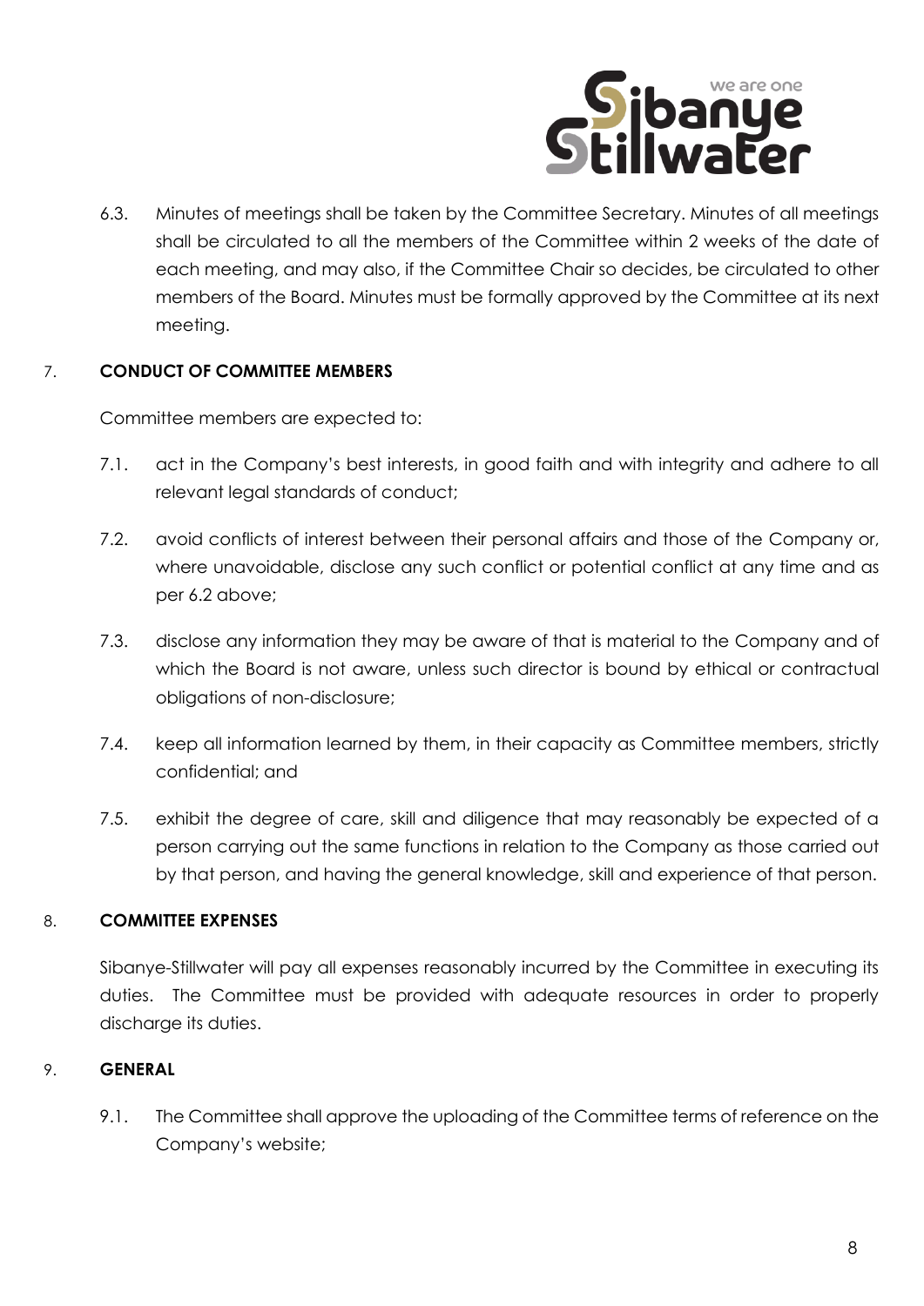6.3. Minutes of meetings shall be taken by the Committee Secretary. Minutes of all meetings shall be circulated to all the members of the Committee within 2 weeks of the date of each meeting, and may also, if the Committee Chair so decides, be circulated to other members of the Board. Minutes must be formally approved by the Committee at its next meeting.

## 7. CONDUCT OF COMMITTEE MEMBERS

Committee members are expected to:

7.1. act in the Company's best interests, in good faith and with integrity and adhere to all relevant legal standards of conduct;

7.2. avoid conflicts of interest between their personal affairs and those of the Company or, where unavoidable, disclose any such conflict or potential conflict at any time and as per 6.2 above;

7.3. disclose any information they may be aware of that is material to the Company and of which the Board is not aware, unless such director is bound by ethical or contractual obligations of non-disclosure;

7.4. keep all information learned by them, in their capacity as Committee members, strictly confidential; and

7.5. exhibit the degree of care, skill and diligence that may reasonably be expected of a person carrying out the same functions in relation to the Company as those carried out by that person, and having the general knowledge, skill and experience of that person.

## 8. COMMITTEE EXPENSES

Sibanye-Stillwater will pay all expenses reasonably incurred by the Committee in executing its duties. The Committee must be provided with adequate resources in order to properly discharge its duties.

## 9. GENERAL

9.1. The Committee shall approve the uploading of the Committee terms of reference on the Company's website;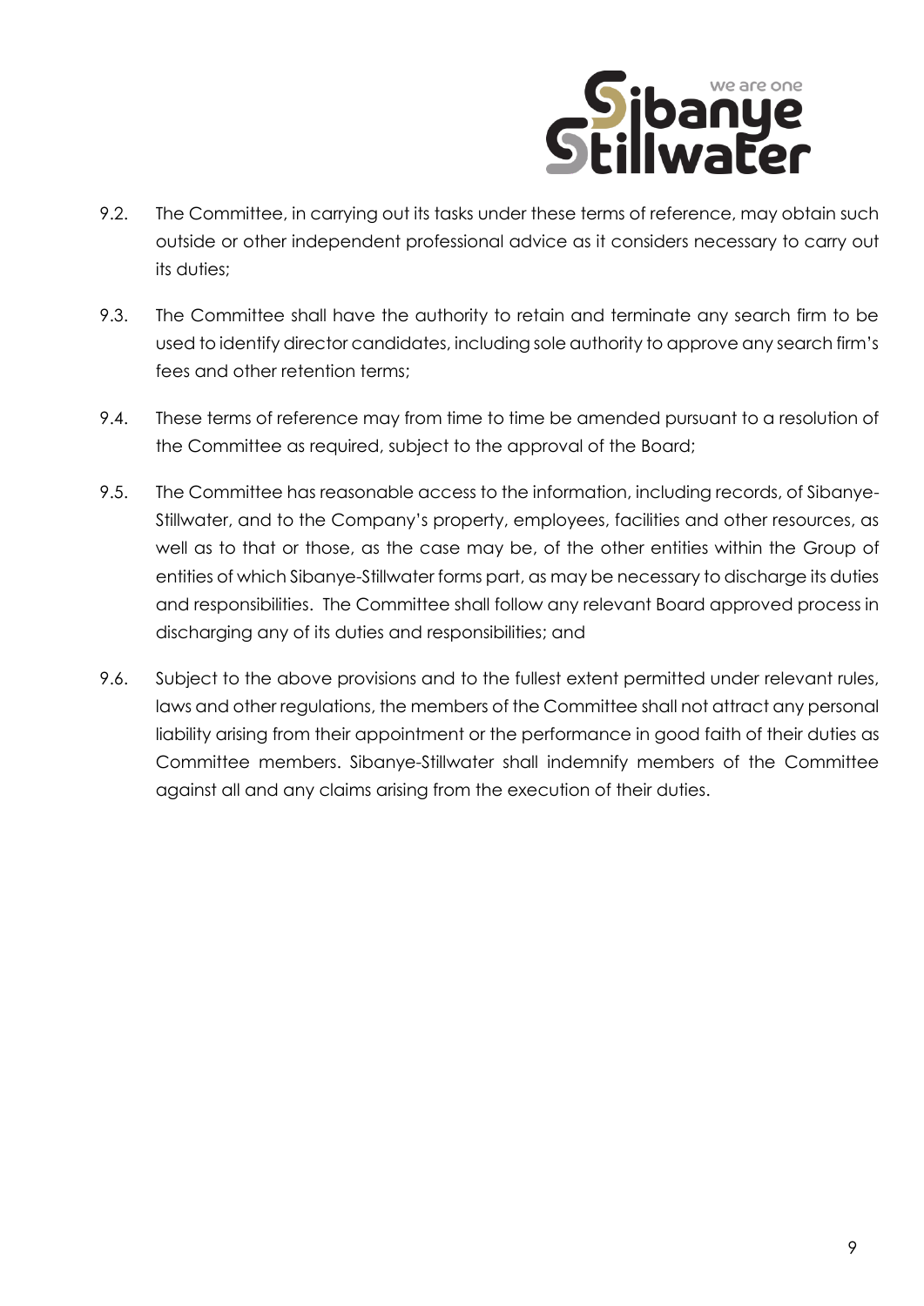9.2. The Committee, in carrying out its tasks under these terms of reference, may obtain such outside or other independent professional advice as it considers necessary to carry out its duties;

9.3. The Committee shall have the authority to retain and terminate any search firm to be used to identify director candidates, including sole authority to approve any search firm's fees and other retention terms;

9.4. These terms of reference may from time to time be amended pursuant to a resolution of the Committee as required, subject to the approval of the Board;

9.5. The Committee has reasonable access to the information, including records, of Sibanye-Stillwater, and to the Company's property, employees, facilities and other resources, as well as to that or those, as the case may be, of the other entities within the Group of entities of which Sibanye-Stillwater forms part, as may be necessary to discharge its duties and responsibilities. The Committee shall follow any relevant Board approved process in discharging any of its duties and responsibilities; and

9.6. Subject to the above provisions and to the fullest extent permitted under relevant rules, laws and other regulations, the members of the Committee shall not attract any personal liability arising from their appointment or the performance in good faith of their duties as Committee members. Sibanye-Stillwater shall indemnify members of the Committee against all and any claims arising from the execution of their duties.